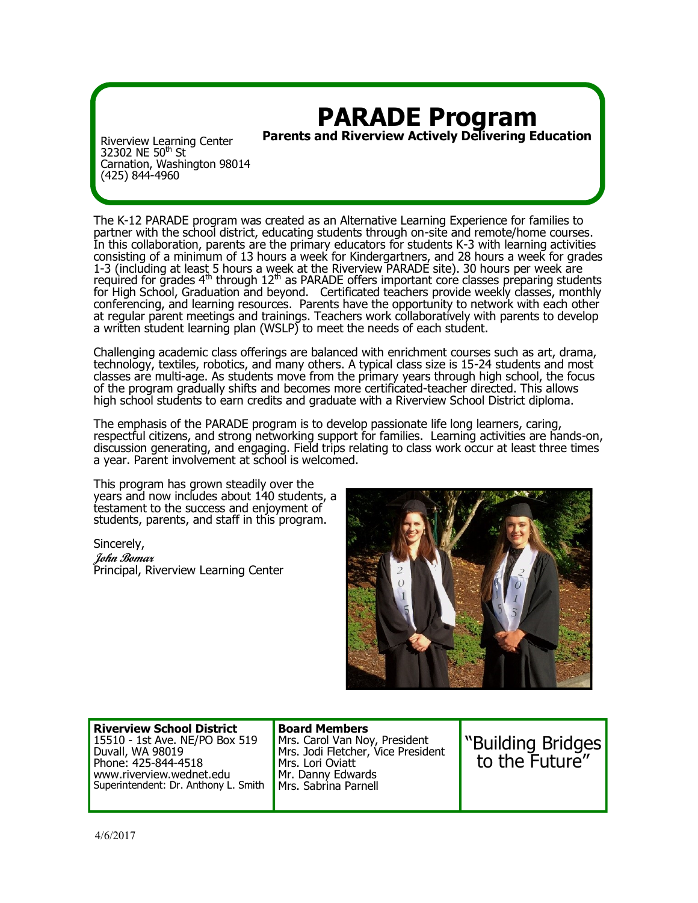# PARADE Program

**Parents and Riverview Actively Delivering Education**

Riverview Learning Center
32302 NE 50th St
Carnation, Washington 98014
(425) 844-4960

The K-12 PARADE program was created as an Alternative Learning Experience for families to partner with the school district, educating students through on-site and remote/home courses. In this collaboration, parents are the primary educators for students K-3 with learning activities consisting of a minimum of 13 hours a week for Kindergartners, and 28 hours a week for grades 1-3 (including at least 5 hours a week at the Riverview PARADE site). 30 hours per week are required for grades 4th through 12th as PARADE offers important core classes preparing students for High School, Graduation and beyond. Certificated teachers provide weekly classes, monthly conferencing, and learning resources. Parents have the opportunity to network with each other at regular parent meetings and trainings. Teachers work collaboratively with parents to develop a written student learning plan (WSLP) to meet the needs of each student.

Challenging academic class offerings are balanced with enrichment courses such as art, drama, technology, textiles, robotics, and many others. A typical class size is 15-24 students and most classes are multi-age. As students move from the primary years through high school, the focus of the program gradually shifts and becomes more certificated-teacher directed. This allows high school students to earn credits and graduate with a Riverview School District diploma.

The emphasis of the PARADE program is to develop passionate life long learners, caring, respectful citizens, and strong networking support for families. Learning activities are hands-on, discussion generating, and engaging. Field trips relating to class work occur at least three times a year. Parent involvement at school is welcomed.

This program has grown steadily over the years and now includes about 140 students, a testament to the success and enjoyment of students, parents, and staff in this program.

Sincerely,
*John Bomar*
Principal, Riverview Learning Center

| **Riverview School District** | **Board Members** | |
|---|---|---|
| 15510 - 1st Ave. NE/PO Box 519<br>Duvall, WA 98019<br>Phone: 425-844-4518<br>www.riverview.wednet.edu<br>Superintendent: Dr. Anthony L. Smith | Mrs. Carol Van Noy, President<br>Mrs. Jodi Fletcher, Vice President<br>Mrs. Lori Oviatt<br>Mr. Danny Edwards<br>Mrs. Sabrina Parnell | "Building Bridges to the Future" |

4/6/2017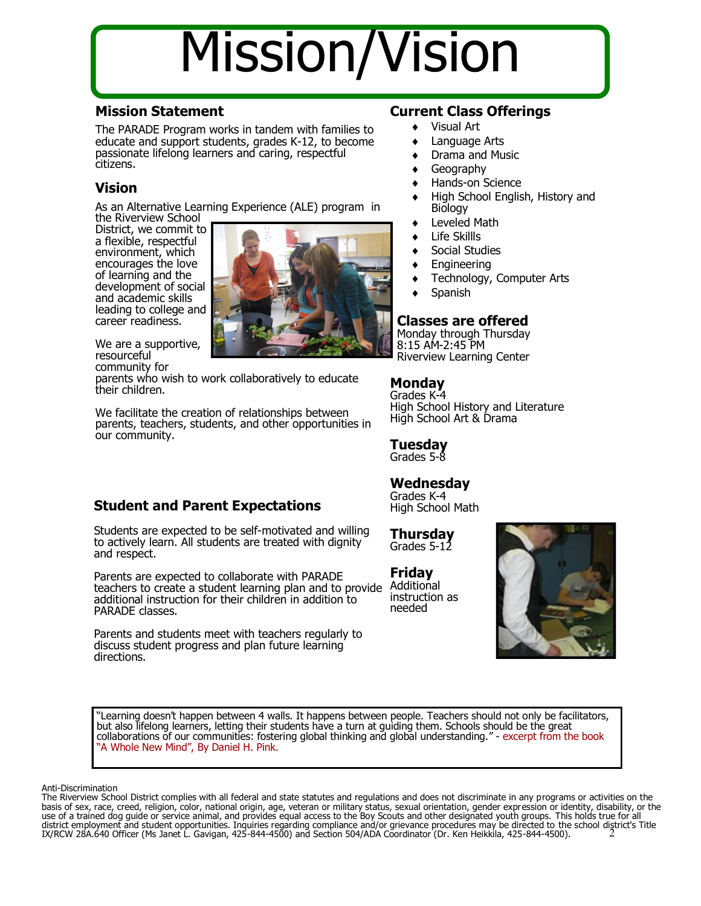# Mission/Vision

## Mission Statement

The PARADE Program works in tandem with families to educate and support students, grades K-12, to become passionate lifelong learners and caring, respectful citizens.

## Vision

As an Alternative Learning Experience (ALE) program in the Riverview School District, we commit to a flexible, respectful environment, which encourages the love of learning and the development of social and academic skills leading to college and career readiness.

We are a supportive, resourceful community for parents who wish to work collaboratively to educate their children.

We facilitate the creation of relationships between parents, teachers, students, and other opportunities in our community.

## Student and Parent Expectations

Students are expected to be self-motivated and willing to actively learn. All students are treated with dignity and respect.

Parents are expected to collaborate with PARADE teachers to create a student learning plan and to provide additional instruction for their children in addition to PARADE classes.

Parents and students meet with teachers regularly to discuss student progress and plan future learning directions.

## Current Class Offerings

- Visual Art
- Language Arts
- Drama and Music
- Geography
- Hands-on Science
- High School English, History and Biology
- Leveled Math
- Life Skillls
- Social Studies
- Engineering
- Technology, Computer Arts
- Spanish

## Classes are offered

Monday through Thursday
8:15 AM-2:45 PM
Riverview Learning Center

**Monday**
Grades K-4
High School History and Literature
High School Art & Drama

**Tuesday**
Grades 5-8

**Wednesday**
Grades K-4
High School Math

**Thursday**
Grades 5-12

**Friday**
Additional instruction as needed

"Learning doesn't happen between 4 walls. It happens between people. Teachers should not only be facilitators, but also lifelong learners, letting their students have a turn at guiding them. Schools should be the great collaborations of our communities: fostering global thinking and global understanding." - excerpt from the book "A Whole New Mind", By Daniel H. Pink.

Anti-Discrimination
The Riverview School District complies with all federal and state statutes and regulations and does not discriminate in any programs or activities on the basis of sex, race, creed, religion, color, national origin, age, veteran or military status, sexual orientation, gender expression or identity, disability, or the use of a trained dog guide or service animal, and provides equal access to the Boy Scouts and other designated youth groups. This holds true for all district employment and student opportunities. Inquiries regarding compliance and/or grievance procedures may be directed to the school district's Title IX/RCW 28A.640 Officer (Ms Janet L. Gavigan, 425-844-4500) and Section 504/ADA Coordinator (Dr. Ken Heikkila, 425-844-4500).